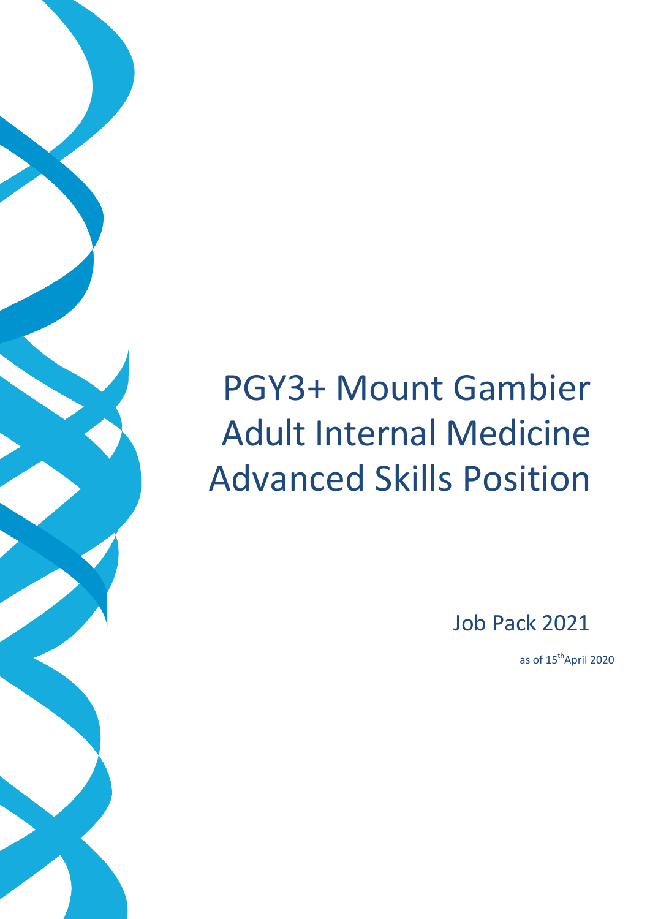# PGY3+ Mount Gambier Adult Internal Medicine Advanced Skills Position

## Job Pack 2021

as of 15th April 2020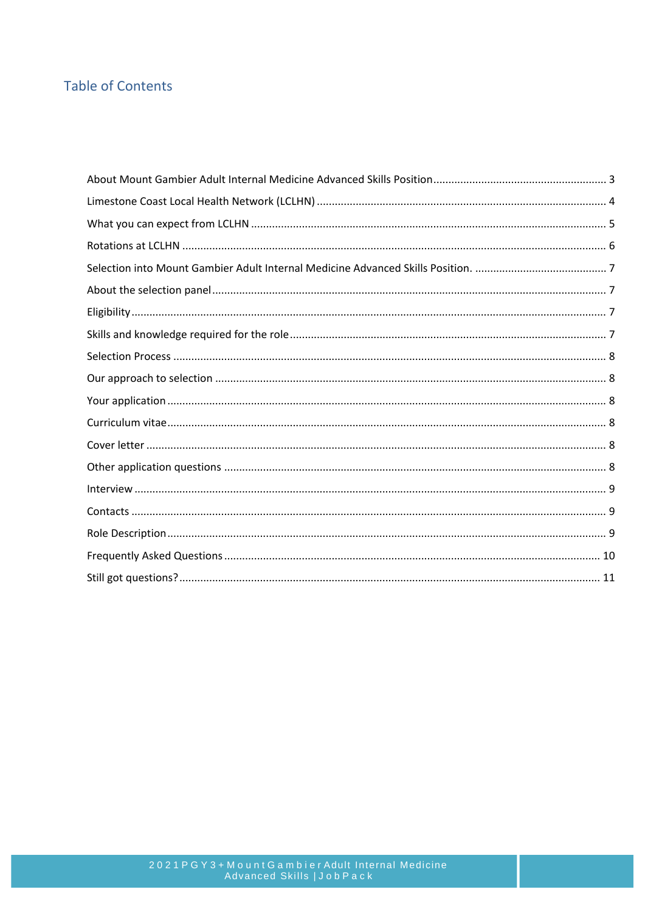## Table of Contents

About Mount Gambier Adult Internal Medicine Advanced Skills Position ........ 3

Limestone Coast Local Health Network (LCLHN) ........ 4

What you can expect from LCLHN ........ 5

Rotations at LCLHN ........ 6

Selection into Mount Gambier Adult Internal Medicine Advanced Skills Position. ........ 7

About the selection panel ........ 7

Eligibility ........ 7

Skills and knowledge required for the role ........ 7

Selection Process ........ 8

Our approach to selection ........ 8

Your application ........ 8

Curriculum vitae ........ 8

Cover letter ........ 8

Other application questions ........ 8

Interview ........ 9

Contacts ........ 9

Role Description ........ 9

Frequently Asked Questions ........ 10

Still got questions? ........ 11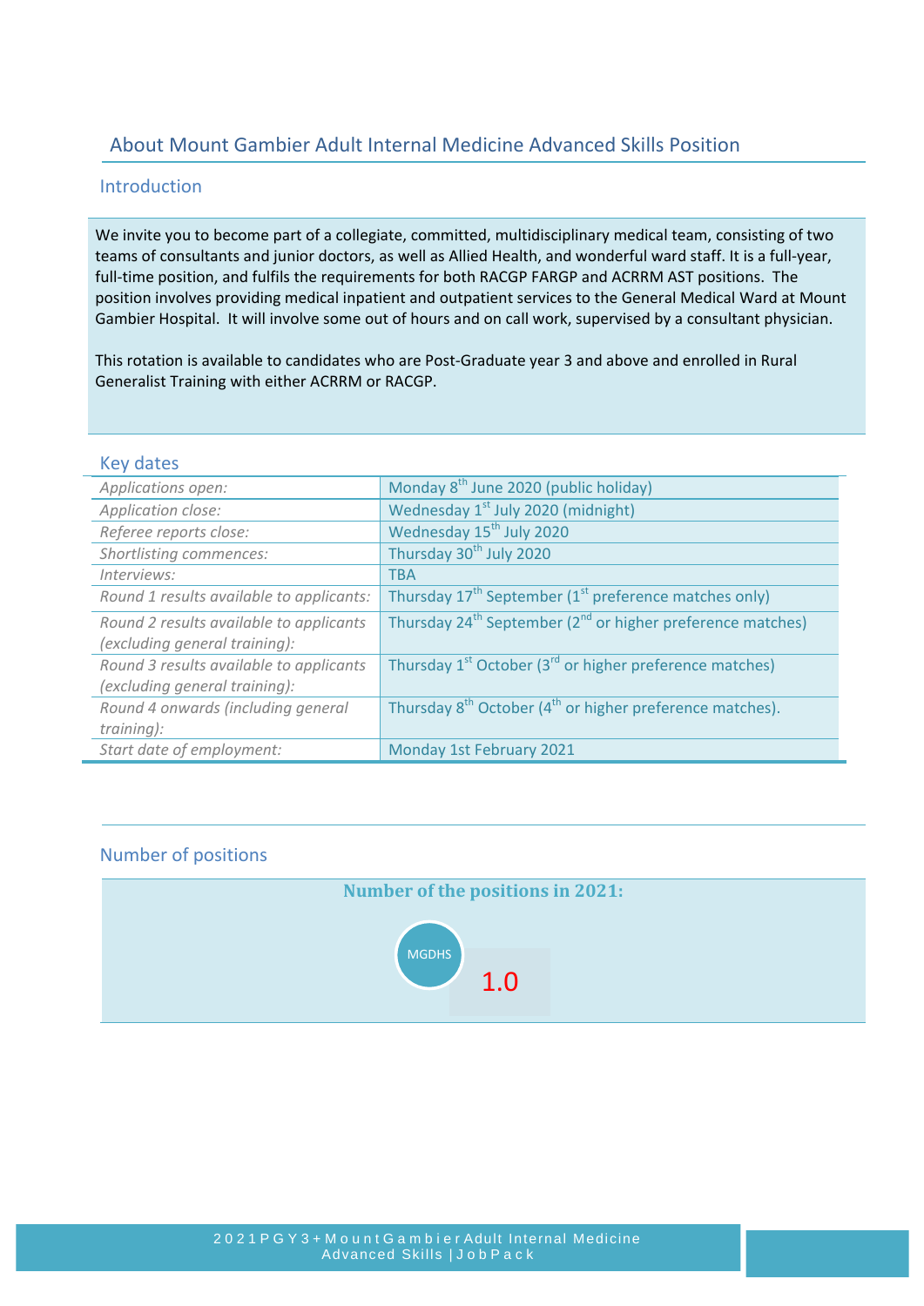## About Mount Gambier Adult Internal Medicine Advanced Skills Position

### Introduction

We invite you to become part of a collegiate, committed, multidisciplinary medical team, consisting of two teams of consultants and junior doctors, as well as Allied Health, and wonderful ward staff. It is a full-year, full-time position, and fulfils the requirements for both RACGP FARGP and ACRRM AST positions. The position involves providing medical inpatient and outpatient services to the General Medical Ward at Mount Gambier Hospital. It will involve some out of hours and on call work, supervised by a consultant physician.

This rotation is available to candidates who are Post-Graduate year 3 and above and enrolled in Rural Generalist Training with either ACRRM or RACGP.

### Key dates

| | |
|---|---|
| *Applications open:* | Monday 8th June 2020 (public holiday) |
| *Application close:* | Wednesday 1st July 2020 (midnight) |
| *Referee reports close:* | Wednesday 15th July 2020 |
| *Shortlisting commences:* | Thursday 30th July 2020 |
| *Interviews:* | TBA |
| *Round 1 results available to applicants:* | Thursday 17th September (1st preference matches only) |
| *Round 2 results available to applicants (excluding general training):* | Thursday 24th September (2nd or higher preference matches) |
| *Round 3 results available to applicants (excluding general training):* | Thursday 1st October (3rd or higher preference matches) |
| *Round 4 onwards (including general training):* | Thursday 8th October (4th or higher preference matches). |
| *Start date of employment:* | Monday 1st February 2021 |

### Number of positions

**Number of the positions in 2021:**

| MGDHS | 1.0 |
|---|---|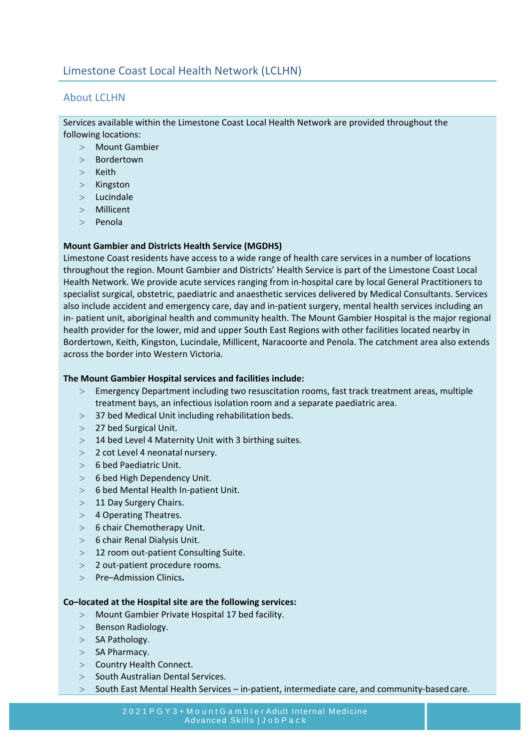## Limestone Coast Local Health Network (LCLHN)

### About LCLHN

Services available within the Limestone Coast Local Health Network are provided throughout the following locations:

- Mount Gambier
- Bordertown
- Keith
- Kingston
- Lucindale
- Millicent
- Penola

**Mount Gambier and Districts Health Service (MGDHS)**

Limestone Coast residents have access to a wide range of health care services in a number of locations throughout the region. Mount Gambier and Districts' Health Service is part of the Limestone Coast Local Health Network. We provide acute services ranging from in-hospital care by local General Practitioners to specialist surgical, obstetric, paediatric and anaesthetic services delivered by Medical Consultants. Services also include accident and emergency care, day and in-patient surgery, mental health services including an in- patient unit, aboriginal health and community health. The Mount Gambier Hospital is the major regional health provider for the lower, mid and upper South East Regions with other facilities located nearby in Bordertown, Keith, Kingston, Lucindale, Millicent, Naracoorte and Penola. The catchment area also extends across the border into Western Victoria.

**The Mount Gambier Hospital services and facilities include:**

- Emergency Department including two resuscitation rooms, fast track treatment areas, multiple treatment bays, an infectious isolation room and a separate paediatric area.
- 37 bed Medical Unit including rehabilitation beds.
- 27 bed Surgical Unit.
- 14 bed Level 4 Maternity Unit with 3 birthing suites.
- 2 cot Level 4 neonatal nursery.
- 6 bed Paediatric Unit.
- 6 bed High Dependency Unit.
- 6 bed Mental Health In-patient Unit.
- 11 Day Surgery Chairs.
- 4 Operating Theatres.
- 6 chair Chemotherapy Unit.
- 6 chair Renal Dialysis Unit.
- 12 room out-patient Consulting Suite.
- 2 out-patient procedure rooms.
- Pre–Admission Clinics**.**

**Co–located at the Hospital site are the following services:**

- Mount Gambier Private Hospital 17 bed facility.
- Benson Radiology.
- SA Pathology.
- SA Pharmacy.
- Country Health Connect.
- South Australian Dental Services.
- South East Mental Health Services – in-patient, intermediate care, and community-based care.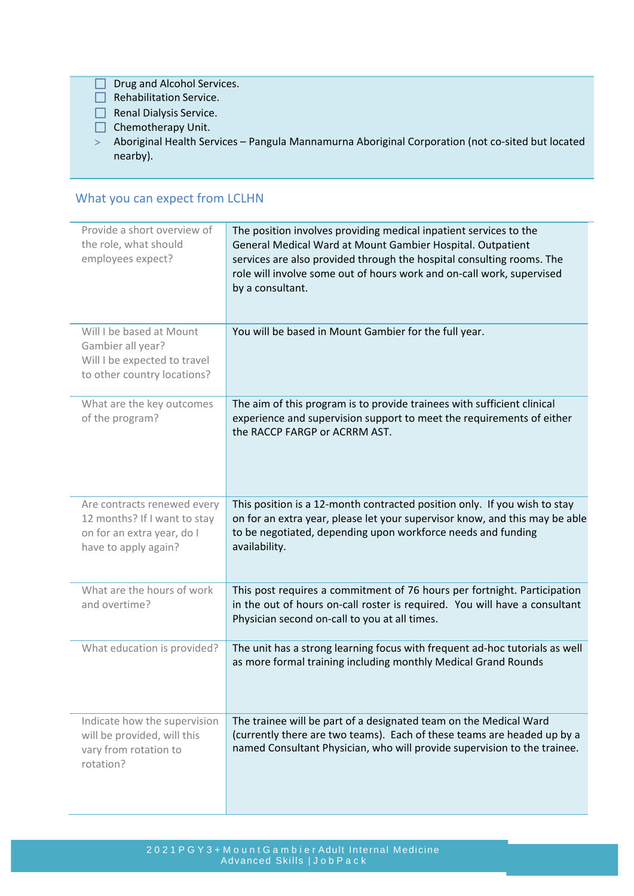- ☐ Drug and Alcohol Services.
- ☐ Rehabilitation Service.
- ☐ Renal Dialysis Service.
- ☐ Chemotherapy Unit.
- > Aboriginal Health Services – Pangula Mannamurna Aboriginal Corporation (not co-sited but located nearby).

## What you can expect from LCLHN

| | |
|---|---|
| Provide a short overview of the role, what should employees expect? | The position involves providing medical inpatient services to the General Medical Ward at Mount Gambier Hospital. Outpatient services are also provided through the hospital consulting rooms. The role will involve some out of hours work and on-call work, supervised by a consultant. |
| Will I be based at Mount Gambier all year? Will I be expected to travel to other country locations? | You will be based in Mount Gambier for the full year. |
| What are the key outcomes of the program? | The aim of this program is to provide trainees with sufficient clinical experience and supervision support to meet the requirements of either the RACCP FARGP or ACRRM AST. |
| Are contracts renewed every 12 months? If I want to stay on for an extra year, do I have to apply again? | This position is a 12-month contracted position only. If you wish to stay on for an extra year, please let your supervisor know, and this may be able to be negotiated, depending upon workforce needs and funding availability. |
| What are the hours of work and overtime? | This post requires a commitment of 76 hours per fortnight. Participation in the out of hours on-call roster is required. You will have a consultant Physician second on-call to you at all times. |
| What education is provided? | The unit has a strong learning focus with frequent ad-hoc tutorials as well as more formal training including monthly Medical Grand Rounds |
| Indicate how the supervision will be provided, will this vary from rotation to rotation? | The trainee will be part of a designated team on the Medical Ward (currently there are two teams). Each of these teams are headed up by a named Consultant Physician, who will provide supervision to the trainee. |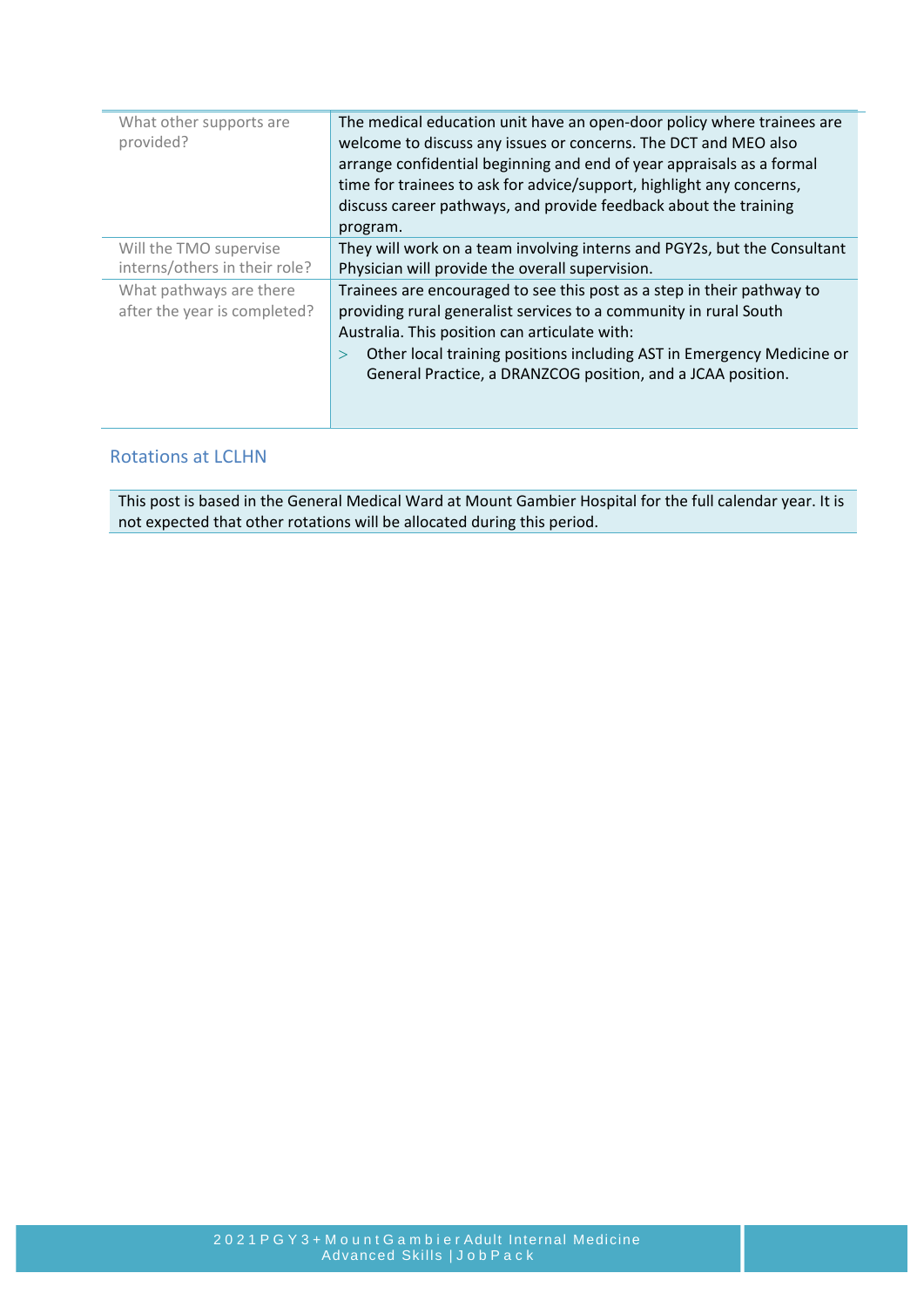| | |
|---|---|
| What other supports are provided? | The medical education unit have an open-door policy where trainees are welcome to discuss any issues or concerns. The DCT and MEO also arrange confidential beginning and end of year appraisals as a formal time for trainees to ask for advice/support, highlight any concerns, discuss career pathways, and provide feedback about the training program. |
| Will the TMO supervise interns/others in their role? | They will work on a team involving interns and PGY2s, but the Consultant Physician will provide the overall supervision. |
| What pathways are there after the year is completed? | Trainees are encouraged to see this post as a step in their pathway to providing rural generalist services to a community in rural South Australia. This position can articulate with:<br>> Other local training positions including AST in Emergency Medicine or General Practice, a DRANZCOG position, and a JCAA position. |

## Rotations at LCLHN

This post is based in the General Medical Ward at Mount Gambier Hospital for the full calendar year. It is not expected that other rotations will be allocated during this period.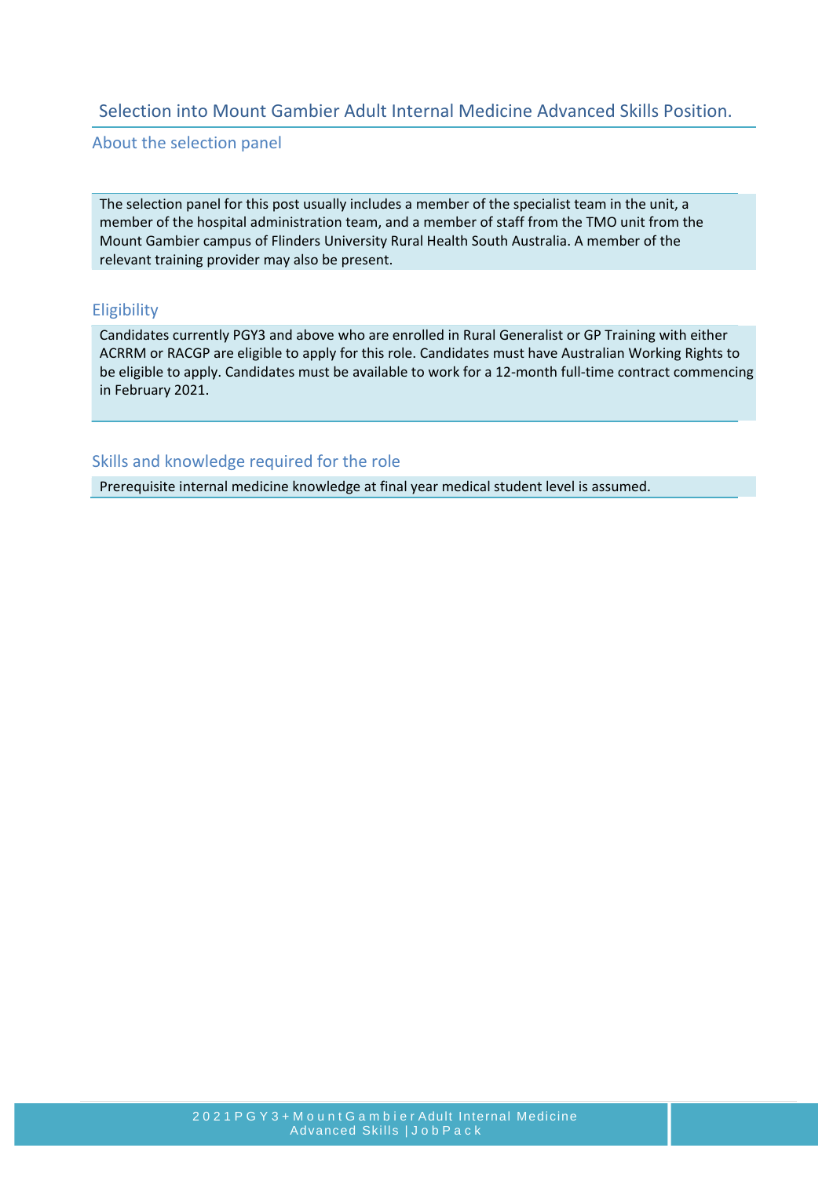## Selection into Mount Gambier Adult Internal Medicine Advanced Skills Position.

### About the selection panel

The selection panel for this post usually includes a member of the specialist team in the unit, a member of the hospital administration team, and a member of staff from the TMO unit from the Mount Gambier campus of Flinders University Rural Health South Australia. A member of the relevant training provider may also be present.

### Eligibility

Candidates currently PGY3 and above who are enrolled in Rural Generalist or GP Training with either ACRRM or RACGP are eligible to apply for this role. Candidates must have Australian Working Rights to be eligible to apply. Candidates must be available to work for a 12-month full-time contract commencing in February 2021.

### Skills and knowledge required for the role

Prerequisite internal medicine knowledge at final year medical student level is assumed.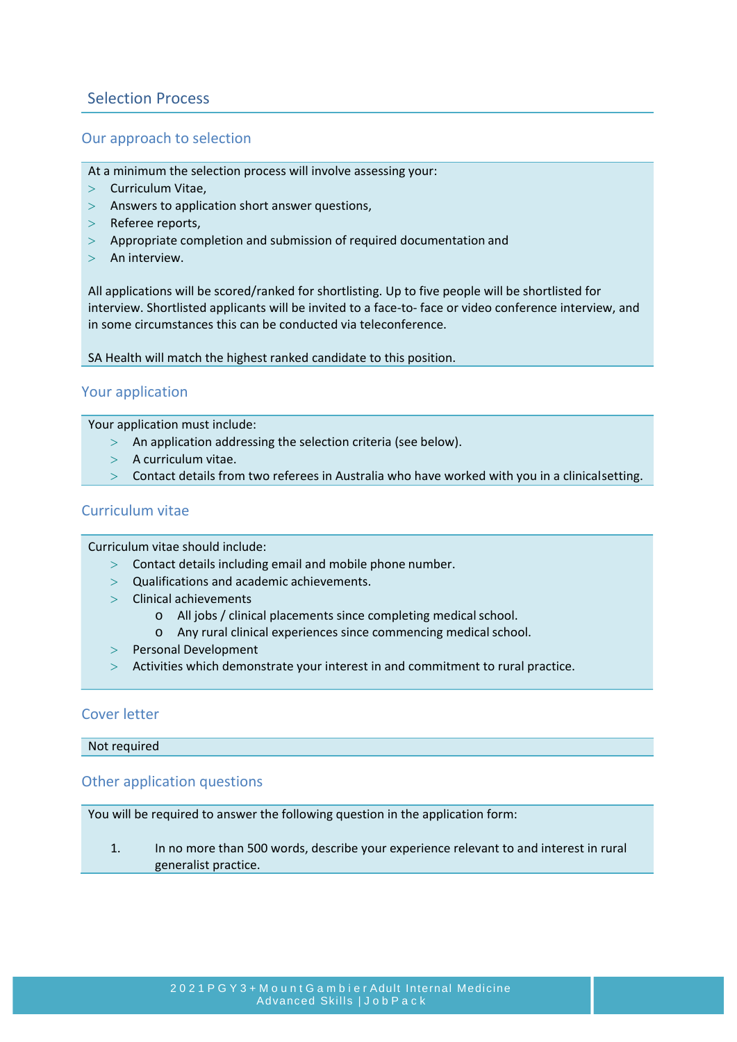## Selection Process

### Our approach to selection

At a minimum the selection process will involve assessing your:

- Curriculum Vitae,
- Answers to application short answer questions,
- Referee reports,
- Appropriate completion and submission of required documentation and
- An interview.

All applications will be scored/ranked for shortlisting. Up to five people will be shortlisted for interview. Shortlisted applicants will be invited to a face-to- face or video conference interview, and in some circumstances this can be conducted via teleconference.

SA Health will match the highest ranked candidate to this position.

### Your application

Your application must include:

- An application addressing the selection criteria (see below).
- A curriculum vitae.
- Contact details from two referees in Australia who have worked with you in a clinical setting.

### Curriculum vitae

Curriculum vitae should include:

- Contact details including email and mobile phone number.
- Qualifications and academic achievements.
- Clinical achievements
  - All jobs / clinical placements since completing medical school.
  - Any rural clinical experiences since commencing medical school.
- Personal Development
- Activities which demonstrate your interest in and commitment to rural practice.

### Cover letter

Not required

### Other application questions

You will be required to answer the following question in the application form:

1. In no more than 500 words, describe your experience relevant to and interest in rural generalist practice.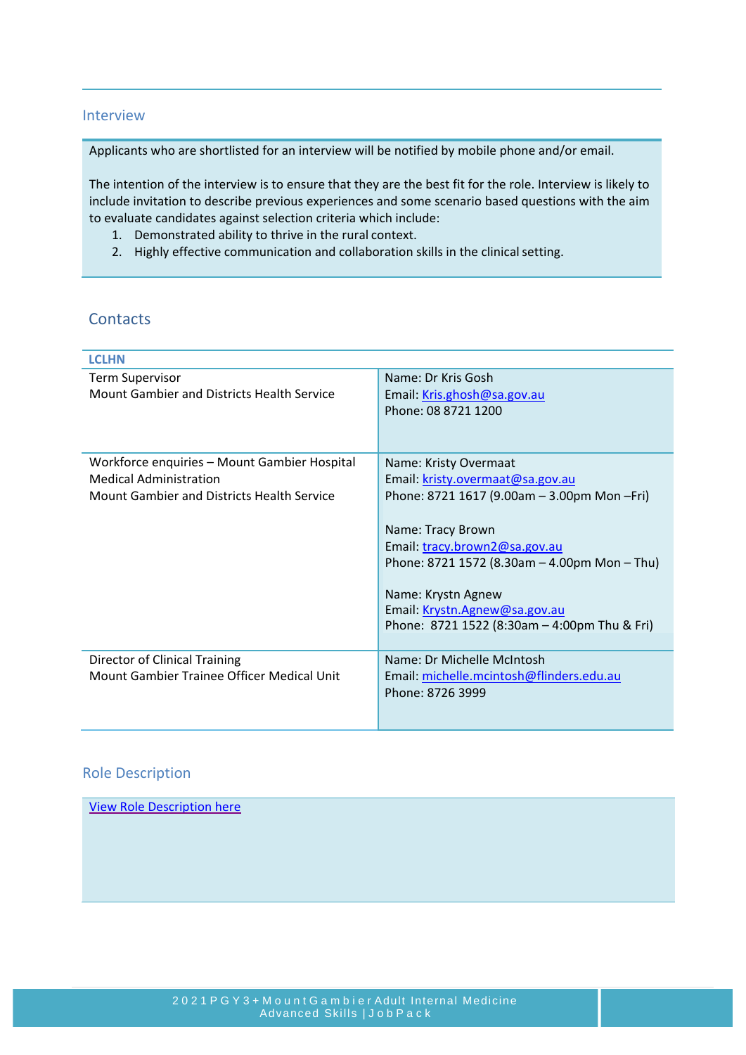## Interview

Applicants who are shortlisted for an interview will be notified by mobile phone and/or email.

The intention of the interview is to ensure that they are the best fit for the role. Interview is likely to include invitation to describe previous experiences and some scenario based questions with the aim to evaluate candidates against selection criteria which include:

1. Demonstrated ability to thrive in the rural context.
2. Highly effective communication and collaboration skills in the clinical setting.

## Contacts

| LCLHN | |
|---|---|
| Term Supervisor<br>Mount Gambier and Districts Health Service | Name: Dr Kris Gosh<br>Email: Kris.ghosh@sa.gov.au<br>Phone: 08 8721 1200 |
| Workforce enquiries – Mount Gambier Hospital Medical Administration<br>Mount Gambier and Districts Health Service | Name: Kristy Overmaat<br>Email: kristy.overmaat@sa.gov.au<br>Phone: 8721 1617 (9.00am – 3.00pm Mon –Fri)<br><br>Name: Tracy Brown<br>Email: tracy.brown2@sa.gov.au<br>Phone: 8721 1572 (8.30am – 4.00pm Mon – Thu)<br><br>Name: Krystn Agnew<br>Email: Krystn.Agnew@sa.gov.au<br>Phone: 8721 1522 (8:30am – 4:00pm Thu & Fri) |
| Director of Clinical Training<br>Mount Gambier Trainee Officer Medical Unit | Name: Dr Michelle McIntosh<br>Email: michelle.mcintosh@flinders.edu.au<br>Phone: 8726 3999 |

## Role Description

View Role Description here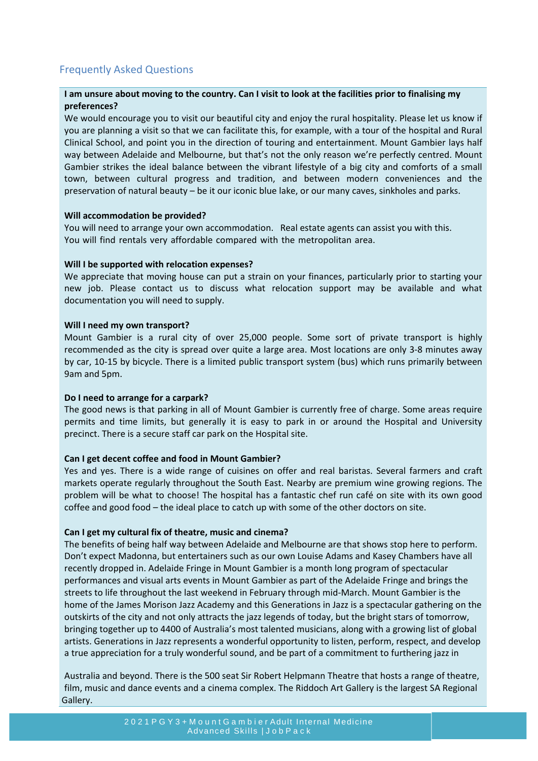## Frequently Asked Questions

**I am unsure about moving to the country. Can I visit to look at the facilities prior to finalising my preferences?**

We would encourage you to visit our beautiful city and enjoy the rural hospitality. Please let us know if you are planning a visit so that we can facilitate this, for example, with a tour of the hospital and Rural Clinical School, and point you in the direction of touring and entertainment. Mount Gambier lays half way between Adelaide and Melbourne, but that's not the only reason we're perfectly centred. Mount Gambier strikes the ideal balance between the vibrant lifestyle of a big city and comforts of a small town, between cultural progress and tradition, and between modern conveniences and the preservation of natural beauty – be it our iconic blue lake, or our many caves, sinkholes and parks.

**Will accommodation be provided?**

You will need to arrange your own accommodation. Real estate agents can assist you with this. You will find rentals very affordable compared with the metropolitan area.

**Will I be supported with relocation expenses?**

We appreciate that moving house can put a strain on your finances, particularly prior to starting your new job. Please contact us to discuss what relocation support may be available and what documentation you will need to supply.

**Will I need my own transport?**

Mount Gambier is a rural city of over 25,000 people. Some sort of private transport is highly recommended as the city is spread over quite a large area. Most locations are only 3-8 minutes away by car, 10-15 by bicycle. There is a limited public transport system (bus) which runs primarily between 9am and 5pm.

**Do I need to arrange for a carpark?**

The good news is that parking in all of Mount Gambier is currently free of charge. Some areas require permits and time limits, but generally it is easy to park in or around the Hospital and University precinct. There is a secure staff car park on the Hospital site.

**Can I get decent coffee and food in Mount Gambier?**

Yes and yes. There is a wide range of cuisines on offer and real baristas. Several farmers and craft markets operate regularly throughout the South East. Nearby are premium wine growing regions. The problem will be what to choose! The hospital has a fantastic chef run café on site with its own good coffee and good food – the ideal place to catch up with some of the other doctors on site.

**Can I get my cultural fix of theatre, music and cinema?**

The benefits of being half way between Adelaide and Melbourne are that shows stop here to perform. Don't expect Madonna, but entertainers such as our own Louise Adams and Kasey Chambers have all recently dropped in. Adelaide Fringe in Mount Gambier is a month long program of spectacular performances and visual arts events in Mount Gambier as part of the Adelaide Fringe and brings the streets to life throughout the last weekend in February through mid-March. Mount Gambier is the home of the James Morison Jazz Academy and this Generations in Jazz is a spectacular gathering on the outskirts of the city and not only attracts the jazz legends of today, but the bright stars of tomorrow, bringing together up to 4400 of Australia's most talented musicians, along with a growing list of global artists. Generations in Jazz represents a wonderful opportunity to listen, perform, respect, and develop a true appreciation for a truly wonderful sound, and be part of a commitment to furthering jazz in Australia and beyond. There is the 500 seat Sir Robert Helpmann Theatre that hosts a range of theatre, film, music and dance events and a cinema complex. The Riddoch Art Gallery is the largest SA Regional Gallery.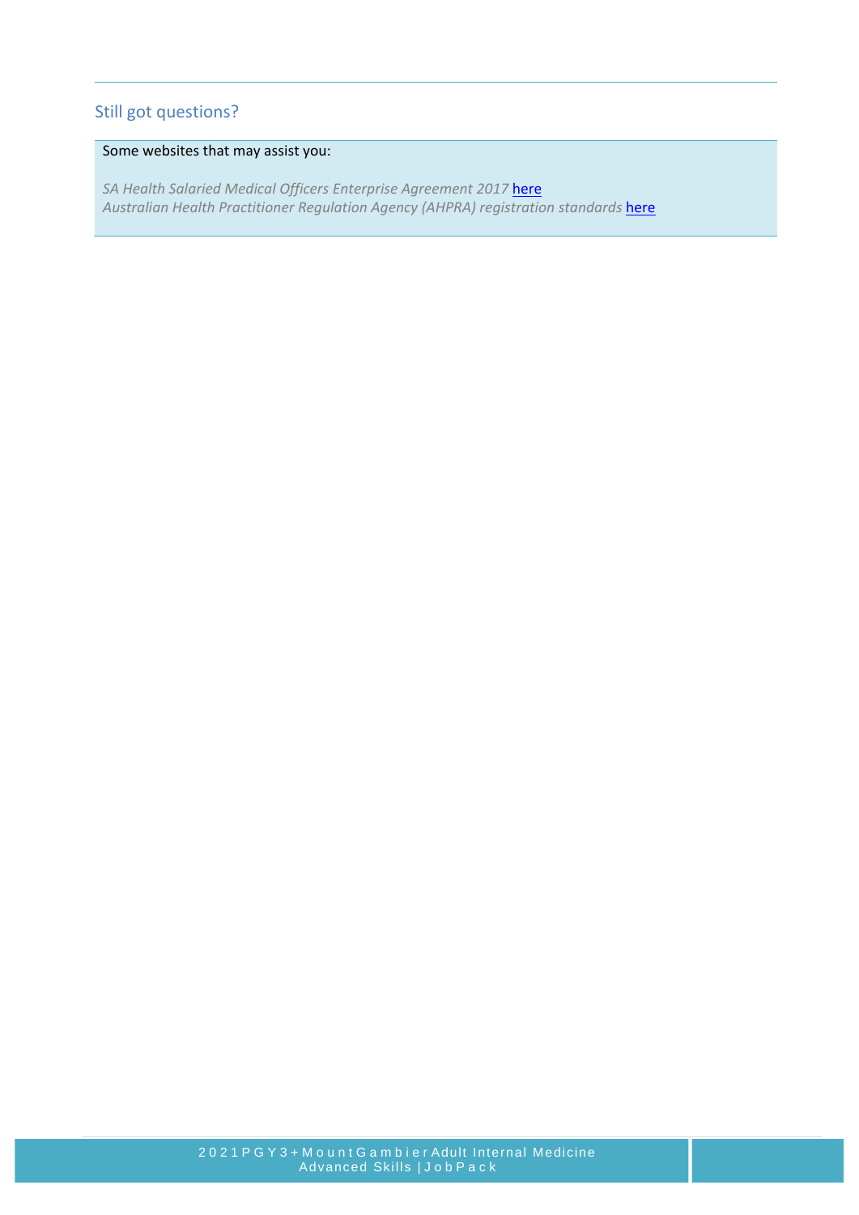## Still got questions?

Some websites that may assist you:

*SA Health Salaried Medical Officers Enterprise Agreement 2017* here
*Australian Health Practitioner Regulation Agency (AHPRA) registration standards* here